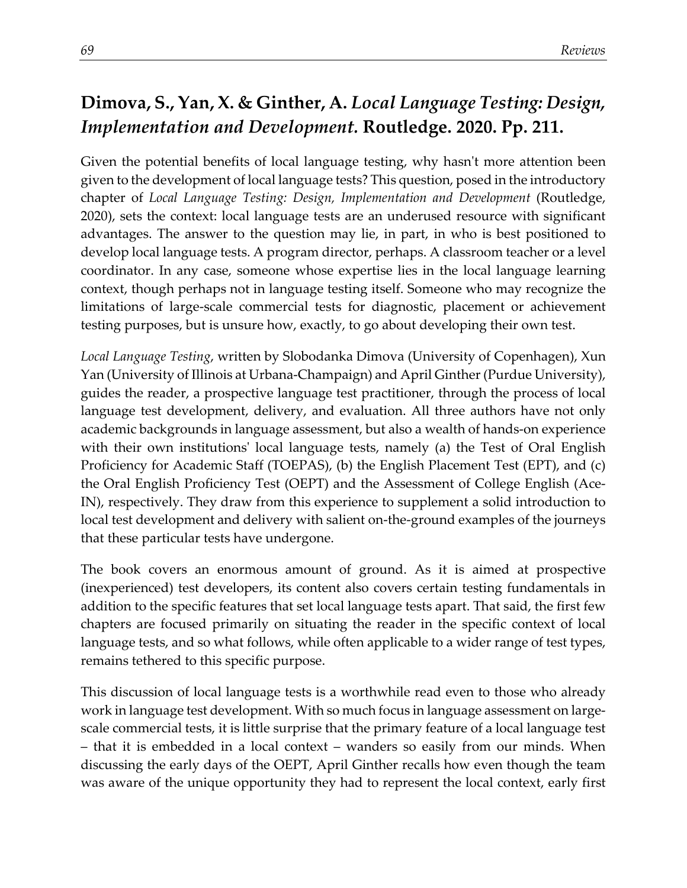## Dimova, S., Yan, X. & Ginther, A. *Local Language Testing: Design, Implementation and Development.* Routledge. 2020. Pp. 211.

Given the potential benefits of local language testing, why hasn't more attention been given to the development of local language tests? This question, posed in the introductory chapter of *Local Language Testing: Design, Implementation and Development* (Routledge, 2020), sets the context: local language tests are an underused resource with significant advantages. The answer to the question may lie, in part, in who is best positioned to develop local language tests. A program director, perhaps. A classroom teacher or a level coordinator. In any case, someone whose expertise lies in the local language learning context, though perhaps not in language testing itself. Someone who may recognize the limitations of large-scale commercial tests for diagnostic, placement or achievement testing purposes, but is unsure how, exactly, to go about developing their own test.

*Local Language Testing*, written by Slobodanka Dimova (University of Copenhagen), Xun Yan (University of Illinois at Urbana-Champaign) and April Ginther (Purdue University), guides the reader, a prospective language test practitioner, through the process of local language test development, delivery, and evaluation. All three authors have not only academic backgrounds in language assessment, but also a wealth of hands-on experience with their own institutions' local language tests, namely (a) the Test of Oral English Proficiency for Academic Staff (TOEPAS), (b) the English Placement Test (EPT), and (c) the Oral English Proficiency Test (OEPT) and the Assessment of College English (Ace-IN), respectively. They draw from this experience to supplement a solid introduction to local test development and delivery with salient on-the-ground examples of the journeys that these particular tests have undergone.

The book covers an enormous amount of ground. As it is aimed at prospective (inexperienced) test developers, its content also covers certain testing fundamentals in addition to the specific features that set local language tests apart. That said, the first few chapters are focused primarily on situating the reader in the specific context of local language tests, and so what follows, while often applicable to a wider range of test types, remains tethered to this specific purpose.

This discussion of local language tests is a worthwhile read even to those who already work in language test development. With so much focus in language assessment on large-scale commercial tests, it is little surprise that the primary feature of a local language test – that it is embedded in a local context – wanders so easily from our minds. When discussing the early days of the OEPT, April Ginther recalls how even though the team was aware of the unique opportunity they had to represent the local context, early first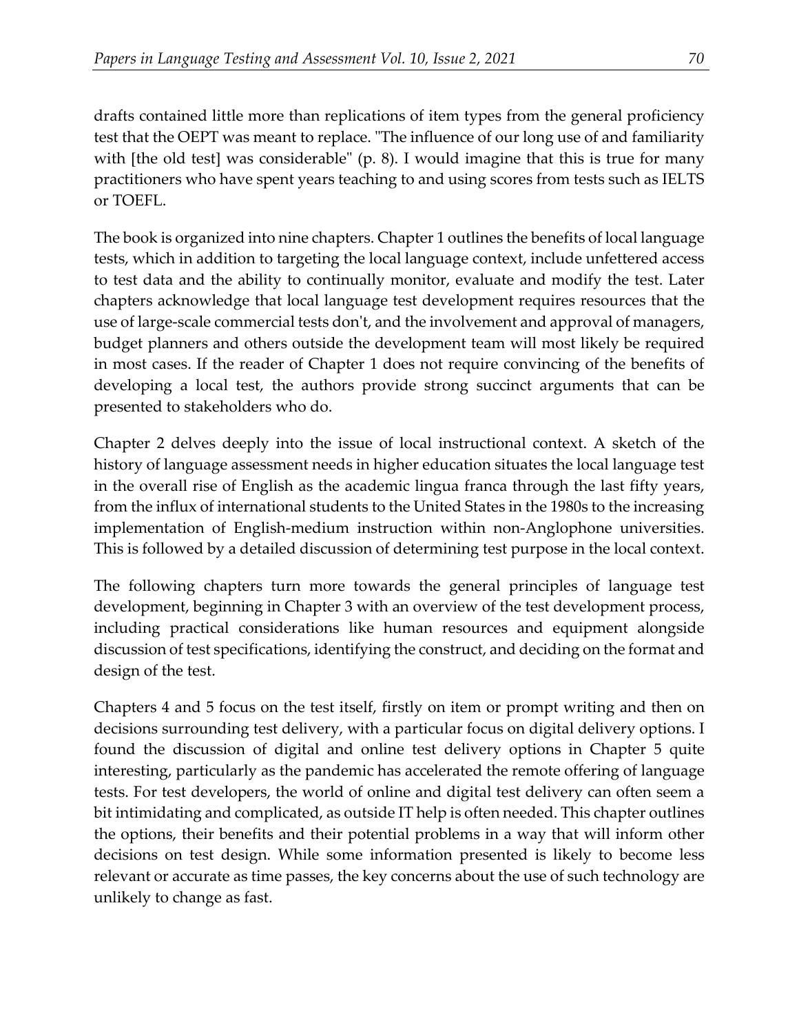drafts contained little more than replications of item types from the general proficiency test that the OEPT was meant to replace. "The influence of our long use of and familiarity with [the old test] was considerable" (p. 8). I would imagine that this is true for many practitioners who have spent years teaching to and using scores from tests such as IELTS or TOEFL.

The book is organized into nine chapters. Chapter 1 outlines the benefits of local language tests, which in addition to targeting the local language context, include unfettered access to test data and the ability to continually monitor, evaluate and modify the test. Later chapters acknowledge that local language test development requires resources that the use of large-scale commercial tests don't, and the involvement and approval of managers, budget planners and others outside the development team will most likely be required in most cases. If the reader of Chapter 1 does not require convincing of the benefits of developing a local test, the authors provide strong succinct arguments that can be presented to stakeholders who do.

Chapter 2 delves deeply into the issue of local instructional context. A sketch of the history of language assessment needs in higher education situates the local language test in the overall rise of English as the academic lingua franca through the last fifty years, from the influx of international students to the United States in the 1980s to the increasing implementation of English-medium instruction within non-Anglophone universities. This is followed by a detailed discussion of determining test purpose in the local context.

The following chapters turn more towards the general principles of language test development, beginning in Chapter 3 with an overview of the test development process, including practical considerations like human resources and equipment alongside discussion of test specifications, identifying the construct, and deciding on the format and design of the test.

Chapters 4 and 5 focus on the test itself, firstly on item or prompt writing and then on decisions surrounding test delivery, with a particular focus on digital delivery options. I found the discussion of digital and online test delivery options in Chapter 5 quite interesting, particularly as the pandemic has accelerated the remote offering of language tests. For test developers, the world of online and digital test delivery can often seem a bit intimidating and complicated, as outside IT help is often needed. This chapter outlines the options, their benefits and their potential problems in a way that will inform other decisions on test design. While some information presented is likely to become less relevant or accurate as time passes, the key concerns about the use of such technology are unlikely to change as fast.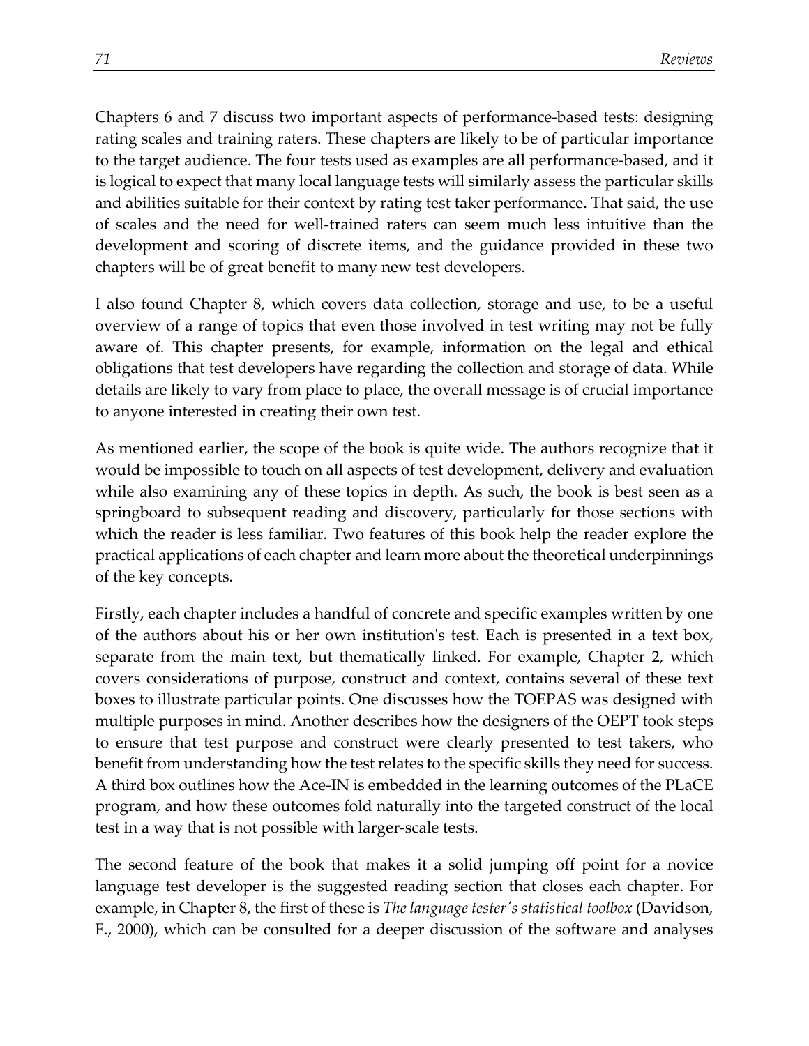Chapters 6 and 7 discuss two important aspects of performance-based tests: designing rating scales and training raters. These chapters are likely to be of particular importance to the target audience. The four tests used as examples are all performance-based, and it is logical to expect that many local language tests will similarly assess the particular skills and abilities suitable for their context by rating test taker performance. That said, the use of scales and the need for well-trained raters can seem much less intuitive than the development and scoring of discrete items, and the guidance provided in these two chapters will be of great benefit to many new test developers.

I also found Chapter 8, which covers data collection, storage and use, to be a useful overview of a range of topics that even those involved in test writing may not be fully aware of. This chapter presents, for example, information on the legal and ethical obligations that test developers have regarding the collection and storage of data. While details are likely to vary from place to place, the overall message is of crucial importance to anyone interested in creating their own test.

As mentioned earlier, the scope of the book is quite wide. The authors recognize that it would be impossible to touch on all aspects of test development, delivery and evaluation while also examining any of these topics in depth. As such, the book is best seen as a springboard to subsequent reading and discovery, particularly for those sections with which the reader is less familiar. Two features of this book help the reader explore the practical applications of each chapter and learn more about the theoretical underpinnings of the key concepts.

Firstly, each chapter includes a handful of concrete and specific examples written by one of the authors about his or her own institution's test. Each is presented in a text box, separate from the main text, but thematically linked. For example, Chapter 2, which covers considerations of purpose, construct and context, contains several of these text boxes to illustrate particular points. One discusses how the TOEPAS was designed with multiple purposes in mind. Another describes how the designers of the OEPT took steps to ensure that test purpose and construct were clearly presented to test takers, who benefit from understanding how the test relates to the specific skills they need for success. A third box outlines how the Ace-IN is embedded in the learning outcomes of the PLaCE program, and how these outcomes fold naturally into the targeted construct of the local test in a way that is not possible with larger-scale tests.

The second feature of the book that makes it a solid jumping off point for a novice language test developer is the suggested reading section that closes each chapter. For example, in Chapter 8, the first of these is *The language tester's statistical toolbox* (Davidson, F., 2000), which can be consulted for a deeper discussion of the software and analyses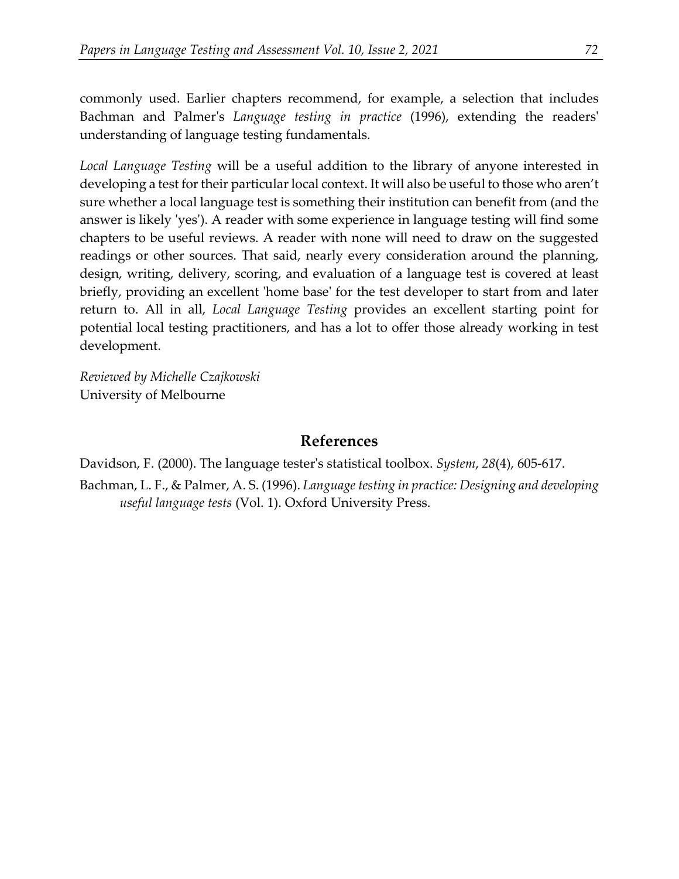commonly used. Earlier chapters recommend, for example, a selection that includes Bachman and Palmer's *Language testing in practice* (1996), extending the readers' understanding of language testing fundamentals.

*Local Language Testing* will be a useful addition to the library of anyone interested in developing a test for their particular local context. It will also be useful to those who aren't sure whether a local language test is something their institution can benefit from (and the answer is likely 'yes'). A reader with some experience in language testing will find some chapters to be useful reviews. A reader with none will need to draw on the suggested readings or other sources. That said, nearly every consideration around the planning, design, writing, delivery, scoring, and evaluation of a language test is covered at least briefly, providing an excellent 'home base' for the test developer to start from and later return to. All in all, *Local Language Testing* provides an excellent starting point for potential local testing practitioners, and has a lot to offer those already working in test development.

*Reviewed by Michelle Czajkowski*
University of Melbourne

## References

Davidson, F. (2000). The language tester's statistical toolbox. *System*, *28*(4), 605-617.

Bachman, L. F., & Palmer, A. S. (1996). *Language testing in practice: Designing and developing useful language tests* (Vol. 1). Oxford University Press.